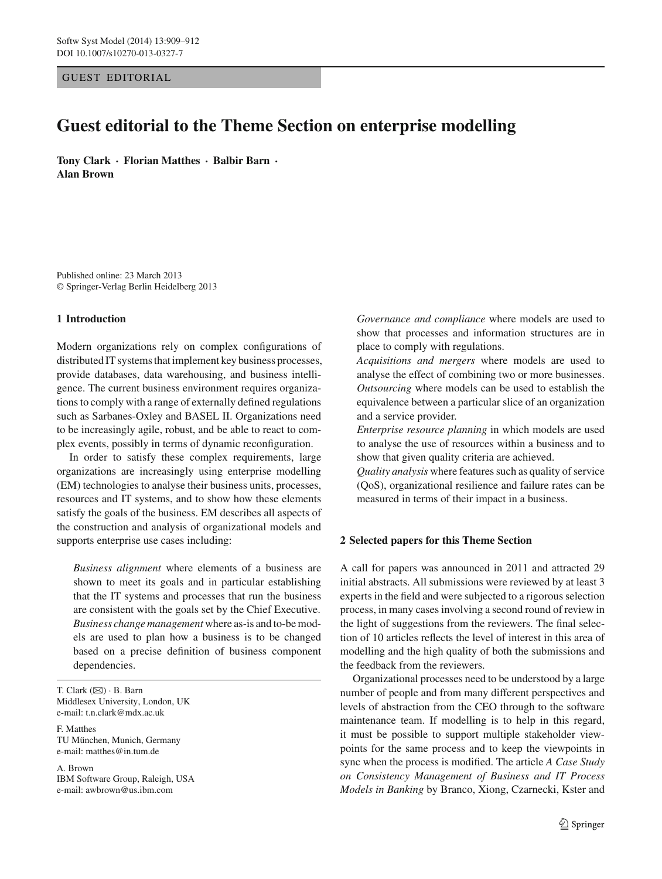GUEST EDITORIAL

# Guest editorial to the Theme Section on enterprise modelling

**Tony Clark · Florian Matthes · Balbir Barn · Alan Brown**

Published online: 23 March 2013
© Springer-Verlag Berlin Heidelberg 2013

T. Clark (✉) · B. Barn
Middlesex University, London, UK
e-mail: t.n.clark@mdx.ac.uk

F. Matthes
TU München, Munich, Germany
e-mail: matthes@in.tum.de

A. Brown
IBM Software Group, Raleigh, USA
e-mail: awbrown@us.ibm.com

## 1 Introduction

Modern organizations rely on complex configurations of distributed IT systems that implement key business processes, provide databases, data warehousing, and business intelligence. The current business environment requires organizations to comply with a range of externally defined regulations such as Sarbanes-Oxley and BASEL II. Organizations need to be increasingly agile, robust, and be able to react to complex events, possibly in terms of dynamic reconfiguration.

In order to satisfy these complex requirements, large organizations are increasingly using enterprise modelling (EM) technologies to analyse their business units, processes, resources and IT systems, and to show how these elements satisfy the goals of the business. EM describes all aspects of the construction and analysis of organizational models and supports enterprise use cases including:

> *Business alignment* where elements of a business are shown to meet its goals and in particular establishing that the IT systems and processes that run the business are consistent with the goals set by the Chief Executive.
> *Business change management* where as-is and to-be models are used to plan how a business is to be changed based on a precise definition of business component dependencies.
> *Governance and compliance* where models are used to show that processes and information structures are in place to comply with regulations.
> *Acquisitions and mergers* where models are used to analyse the effect of combining two or more businesses.
> *Outsourcing* where models can be used to establish the equivalence between a particular slice of an organization and a service provider.
> *Enterprise resource planning* in which models are used to analyse the use of resources within a business and to show that given quality criteria are achieved.
> *Quality analysis* where features such as quality of service (QoS), organizational resilience and failure rates can be measured in terms of their impact in a business.

## 2 Selected papers for this Theme Section

A call for papers was announced in 2011 and attracted 29 initial abstracts. All submissions were reviewed by at least 3 experts in the field and were subjected to a rigorous selection process, in many cases involving a second round of review in the light of suggestions from the reviewers. The final selection of 10 articles reflects the level of interest in this area of modelling and the high quality of both the submissions and the feedback from the reviewers.

Organizational processes need to be understood by a large number of people and from many different perspectives and levels of abstraction from the CEO through to the software maintenance team. If modelling is to help in this regard, it must be possible to support multiple stakeholder viewpoints for the same process and to keep the viewpoints in sync when the process is modified. The article *A Case Study on Consistency Management of Business and IT Process Models in Banking* by Branco, Xiong, Czarnecki, Kster and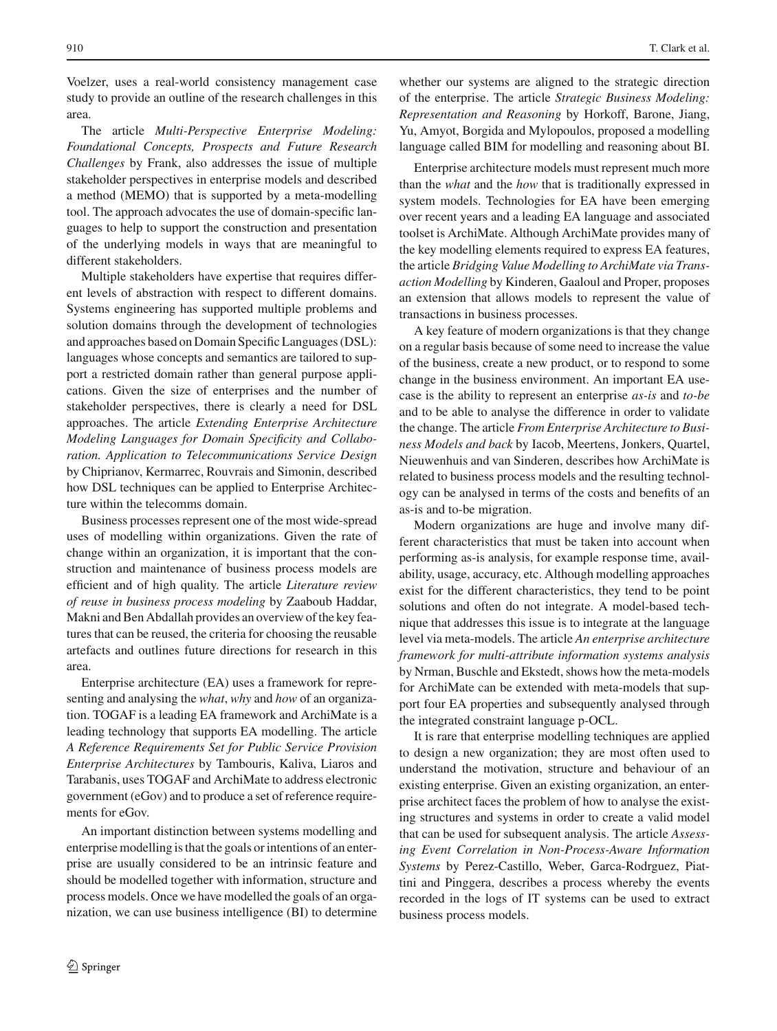Voelzer, uses a real-world consistency management case study to provide an outline of the research challenges in this area.

The article *Multi-Perspective Enterprise Modeling: Foundational Concepts, Prospects and Future Research Challenges* by Frank, also addresses the issue of multiple stakeholder perspectives in enterprise models and described a method (MEMO) that is supported by a meta-modelling tool. The approach advocates the use of domain-specific languages to help to support the construction and presentation of the underlying models in ways that are meaningful to different stakeholders.

Multiple stakeholders have expertise that requires different levels of abstraction with respect to different domains. Systems engineering has supported multiple problems and solution domains through the development of technologies and approaches based on Domain Specific Languages (DSL): languages whose concepts and semantics are tailored to support a restricted domain rather than general purpose applications. Given the size of enterprises and the number of stakeholder perspectives, there is clearly a need for DSL approaches. The article *Extending Enterprise Architecture Modeling Languages for Domain Specificity and Collaboration. Application to Telecommunications Service Design* by Chiprianov, Kermarrec, Rouvrais and Simonin, described how DSL techniques can be applied to Enterprise Architecture within the telecomms domain.

Business processes represent one of the most wide-spread uses of modelling within organizations. Given the rate of change within an organization, it is important that the construction and maintenance of business process models are efficient and of high quality. The article *Literature review of reuse in business process modeling* by Zaaboub Haddar, Makni and Ben Abdallah provides an overview of the key features that can be reused, the criteria for choosing the reusable artefacts and outlines future directions for research in this area.

Enterprise architecture (EA) uses a framework for representing and analysing the *what*, *why* and *how* of an organization. TOGAF is a leading EA framework and ArchiMate is a leading technology that supports EA modelling. The article *A Reference Requirements Set for Public Service Provision Enterprise Architectures* by Tambouris, Kaliva, Liaros and Tarabanis, uses TOGAF and ArchiMate to address electronic government (eGov) and to produce a set of reference requirements for eGov.

An important distinction between systems modelling and enterprise modelling is that the goals or intentions of an enterprise are usually considered to be an intrinsic feature and should be modelled together with information, structure and process models. Once we have modelled the goals of an organization, we can use business intelligence (BI) to determine whether our systems are aligned to the strategic direction of the enterprise. The article *Strategic Business Modeling: Representation and Reasoning* by Horkoff, Barone, Jiang, Yu, Amyot, Borgida and Mylopoulos, proposed a modelling language called BIM for modelling and reasoning about BI.

Enterprise architecture models must represent much more than the *what* and the *how* that is traditionally expressed in system models. Technologies for EA have been emerging over recent years and a leading EA language and associated toolset is ArchiMate. Although ArchiMate provides many of the key modelling elements required to express EA features, the article *Bridging Value Modelling to ArchiMate via Transaction Modelling* by Kinderen, Gaaloul and Proper, proposes an extension that allows models to represent the value of transactions in business processes.

A key feature of modern organizations is that they change on a regular basis because of some need to increase the value of the business, create a new product, or to respond to some change in the business environment. An important EA use-case is the ability to represent an enterprise *as-is* and *to-be* and to be able to analyse the difference in order to validate the change. The article *From Enterprise Architecture to Business Models and back* by Iacob, Meertens, Jonkers, Quartel, Nieuwenhuis and van Sinderen, describes how ArchiMate is related to business process models and the resulting technology can be analysed in terms of the costs and benefits of an as-is and to-be migration.

Modern organizations are huge and involve many different characteristics that must be taken into account when performing as-is analysis, for example response time, availability, usage, accuracy, etc. Although modelling approaches exist for the different characteristics, they tend to be point solutions and often do not integrate. A model-based technique that addresses this issue is to integrate at the language level via meta-models. The article *An enterprise architecture framework for multi-attribute information systems analysis* by Nrman, Buschle and Ekstedt, shows how the meta-models for ArchiMate can be extended with meta-models that support four EA properties and subsequently analysed through the integrated constraint language p-OCL.

It is rare that enterprise modelling techniques are applied to design a new organization; they are most often used to understand the motivation, structure and behaviour of an existing enterprise. Given an existing organization, an enterprise architect faces the problem of how to analyse the existing structures and systems in order to create a valid model that can be used for subsequent analysis. The article *Assessing Event Correlation in Non-Process-Aware Information Systems* by Perez-Castillo, Weber, Garca-Rodrguez, Piattini and Pinggera, describes a process whereby the events recorded in the logs of IT systems can be used to extract business process models.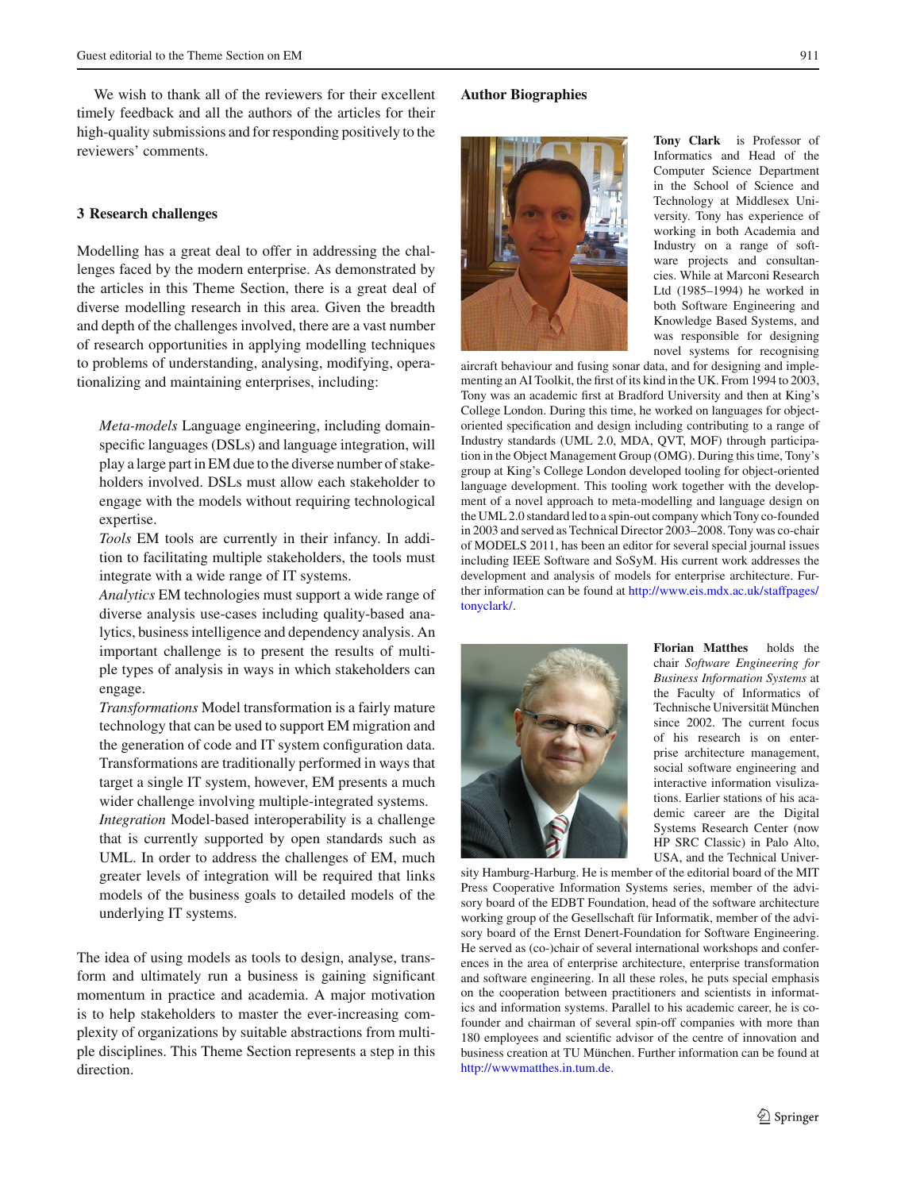We wish to thank all of the reviewers for their excellent timely feedback and all the authors of the articles for their high-quality submissions and for responding positively to the reviewers' comments.

## 3 Research challenges

Modelling has a great deal to offer in addressing the challenges faced by the modern enterprise. As demonstrated by the articles in this Theme Section, there is a great deal of diverse modelling research in this area. Given the breadth and depth of the challenges involved, there are a vast number of research opportunities in applying modelling techniques to problems of understanding, analysing, modifying, operationalizing and maintaining enterprises, including:

*Meta-models* Language engineering, including domain-specific languages (DSLs) and language integration, will play a large part in EM due to the diverse number of stakeholders involved. DSLs must allow each stakeholder to engage with the models without requiring technological expertise.

*Tools* EM tools are currently in their infancy. In addition to facilitating multiple stakeholders, the tools must integrate with a wide range of IT systems.

*Analytics* EM technologies must support a wide range of diverse analysis use-cases including quality-based analytics, business intelligence and dependency analysis. An important challenge is to present the results of multiple types of analysis in ways in which stakeholders can engage.

*Transformations* Model transformation is a fairly mature technology that can be used to support EM migration and the generation of code and IT system configuration data. Transformations are traditionally performed in ways that target a single IT system, however, EM presents a much wider challenge involving multiple-integrated systems.

*Integration* Model-based interoperability is a challenge that is currently supported by open standards such as UML. In order to address the challenges of EM, much greater levels of integration will be required that links models of the business goals to detailed models of the underlying IT systems.

The idea of using models as tools to design, analyse, transform and ultimately run a business is gaining significant momentum in practice and academia. A major motivation is to help stakeholders to master the ever-increasing complexity of organizations by suitable abstractions from multiple disciplines. This Theme Section represents a step in this direction.

## Author Biographies

**Tony Clark** is Professor of Informatics and Head of the Computer Science Department in the School of Science and Technology at Middlesex University. Tony has experience of working in both Academia and Industry on a range of software projects and consultancies. While at Marconi Research Ltd (1985–1994) he worked in both Software Engineering and Knowledge Based Systems, and was responsible for designing novel systems for recognising aircraft behaviour and fusing sonar data, and for designing and implementing an AI Toolkit, the first of its kind in the UK. From 1994 to 2003, Tony was an academic first at Bradford University and then at King's College London. During this time, he worked on languages for object-oriented specification and design including contributing to a range of Industry standards (UML 2.0, MDA, QVT, MOF) through participation in the Object Management Group (OMG). During this time, Tony's group at King's College London developed tooling for object-oriented language development. This tooling work together with the development of a novel approach to meta-modelling and language design on the UML 2.0 standard led to a spin-out company which Tony co-founded in 2003 and served as Technical Director 2003–2008. Tony was co-chair of MODELS 2011, has been an editor for several special journal issues including IEEE Software and SoSyM. His current work addresses the development and analysis of models for enterprise architecture. Further information can be found at http://www.eis.mdx.ac.uk/staffpages/tonyclark/.

**Florian Matthes** holds the chair *Software Engineering for Business Information Systems* at the Faculty of Informatics of Technische Universität München since 2002. The current focus of his research is on enterprise architecture management, social software engineering and interactive information visulizations. Earlier stations of his academic career are the Digital Systems Research Center (now HP SRC Classic) in Palo Alto, USA, and the Technical University Hamburg-Harburg. He is member of the editorial board of the MIT Press Cooperative Information Systems series, member of the advisory board of the EDBT Foundation, head of the software architecture working group of the Gesellschaft für Informatik, member of the advisory board of the Ernst Denert-Foundation for Software Engineering. He served as (co-)chair of several international workshops and conferences in the area of enterprise architecture, enterprise translation and software engineering. In all these roles, he puts special emphasis on the cooperation between practitioners and scientists in informatics and information systems. Parallel to his academic career, he is co-founder and chairman of several spin-off companies with more than 180 employees and scientific advisor of the centre of innovation and business creation at TU München. Further information can be found at http://wwwmatthes.in.tum.de.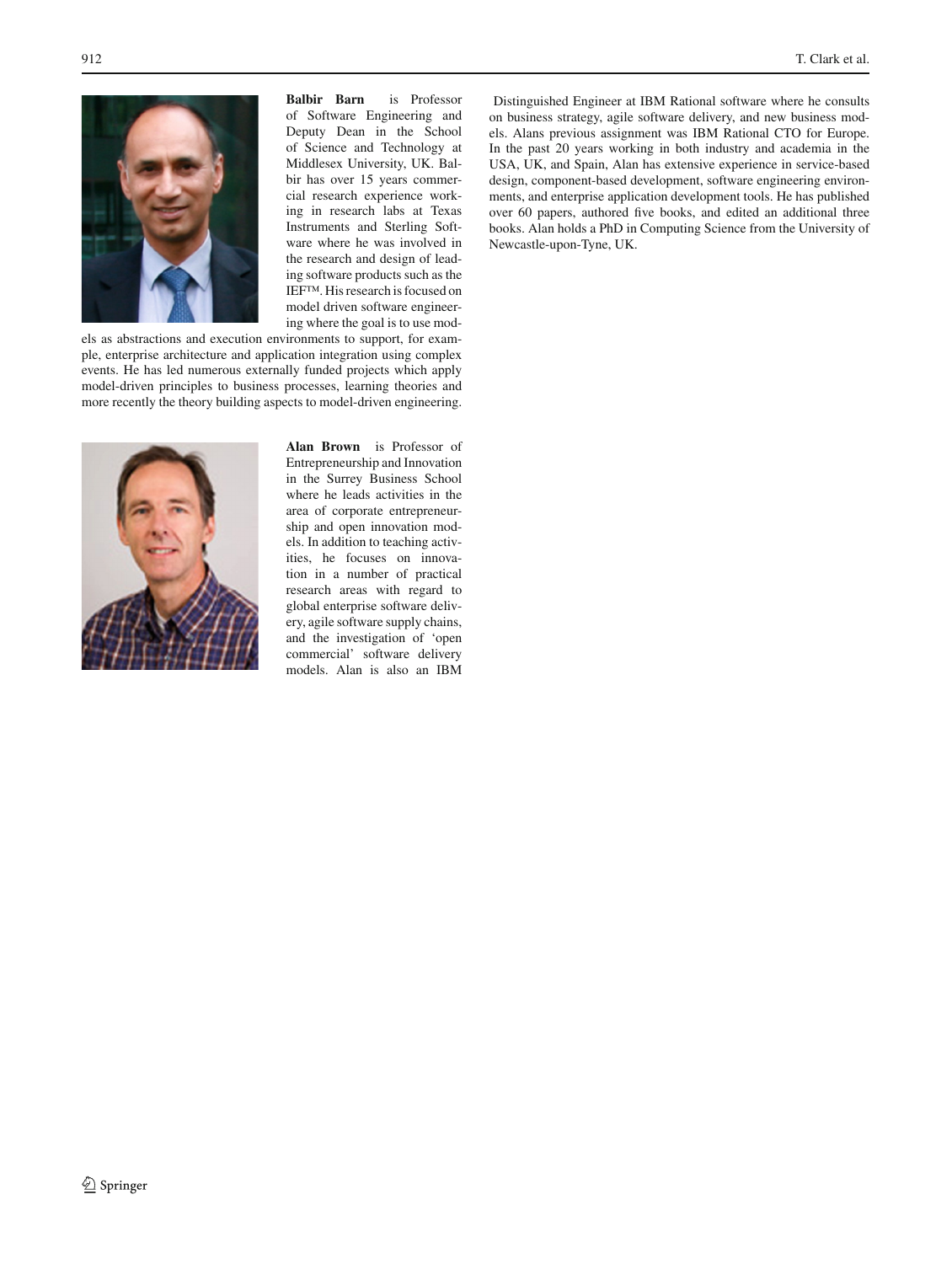**Balbir Barn** is Professor of Software Engineering and Deputy Dean in the School of Science and Technology at Middlesex University, UK. Balbir has over 15 years commercial research experience working in research labs at Texas Instruments and Sterling Software where he was involved in the research and design of leading software products such as the IEF™. His research is focused on model driven software engineering where the goal is to use models as abstractions and execution environments to support, for example, enterprise architecture and application integration using complex events. He has led numerous externally funded projects which apply model-driven principles to business processes, learning theories and more recently the theory building aspects to model-driven engineering.

**Alan Brown** is Professor of Entrepreneurship and Innovation in the Surrey Business School where he leads activities in the area of corporate entrepreneurship and open innovation models. In addition to teaching activities, he focuses on innovation in a number of practical research areas with regard to global enterprise software delivery, agile software supply chains, and the investigation of 'open commercial' software delivery models. Alan is also an IBM Distinguished Engineer at IBM Rational software where he consults on business strategy, agile software delivery, and new business models. Alans previous assignment was IBM Rational CTO for Europe. In the past 20 years working in both industry and academia in the USA, UK, and Spain, Alan has extensive experience in service-based design, component-based development, software engineering environments, and enterprise application development tools. He has published over 60 papers, authored five books, and edited an additional three books. Alan holds a PhD in Computing Science from the University of Newcastle-upon-Tyne, UK.